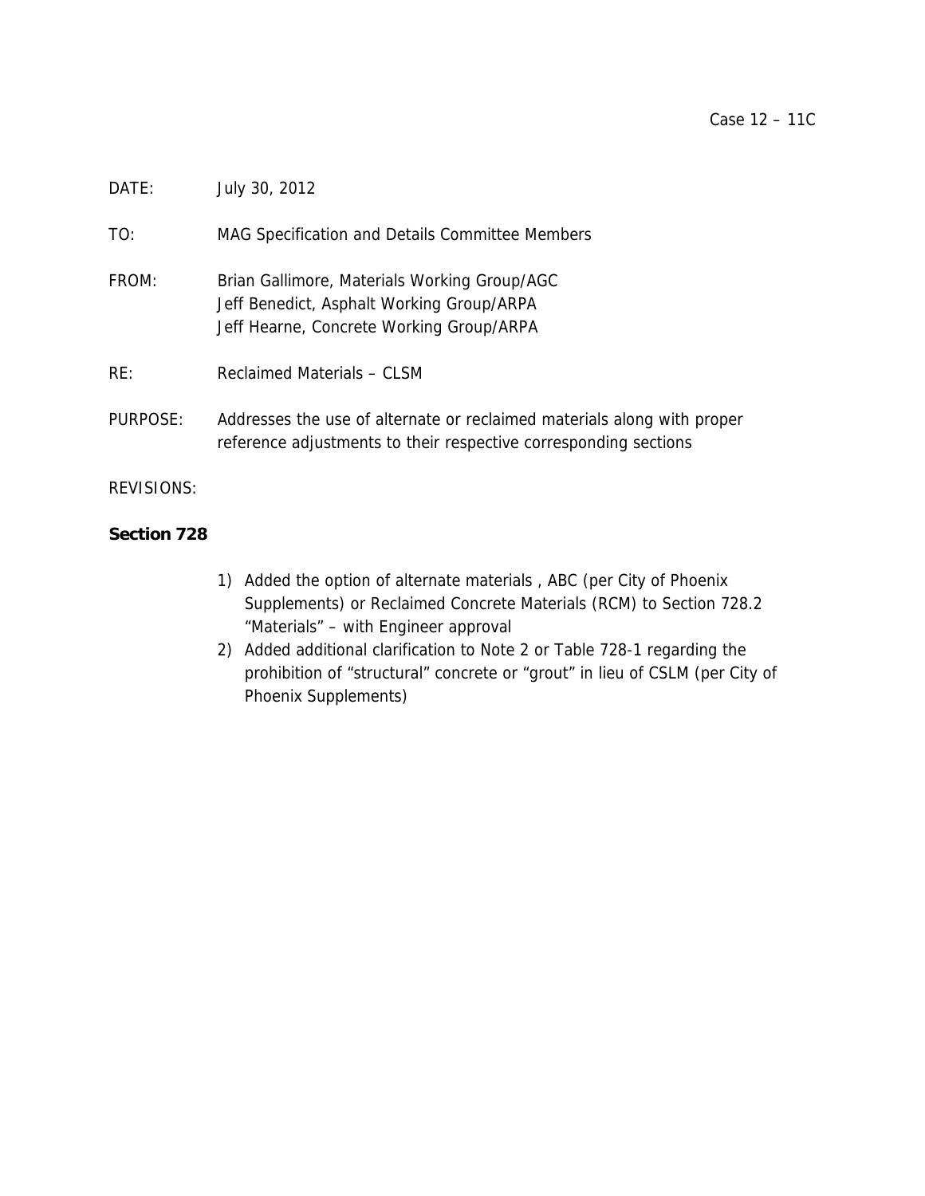Case 12 – 11C

DATE: July 30, 2012

TO: MAG Specification and Details Committee Members

FROM: Brian Gallimore, Materials Working Group/AGC
Jeff Benedict, Asphalt Working Group/ARPA
Jeff Hearne, Concrete Working Group/ARPA

RE: Reclaimed Materials – CLSM

PURPOSE: Addresses the use of alternate or reclaimed materials along with proper reference adjustments to their respective corresponding sections

REVISIONS:

**Section 728**

1) Added the option of alternate materials , ABC (per City of Phoenix Supplements) or Reclaimed Concrete Materials (RCM) to Section 728.2 "Materials" – with Engineer approval
2) Added additional clarification to Note 2 or Table 728-1 regarding the prohibition of "structural" concrete or "grout" in lieu of CSLM (per City of Phoenix Supplements)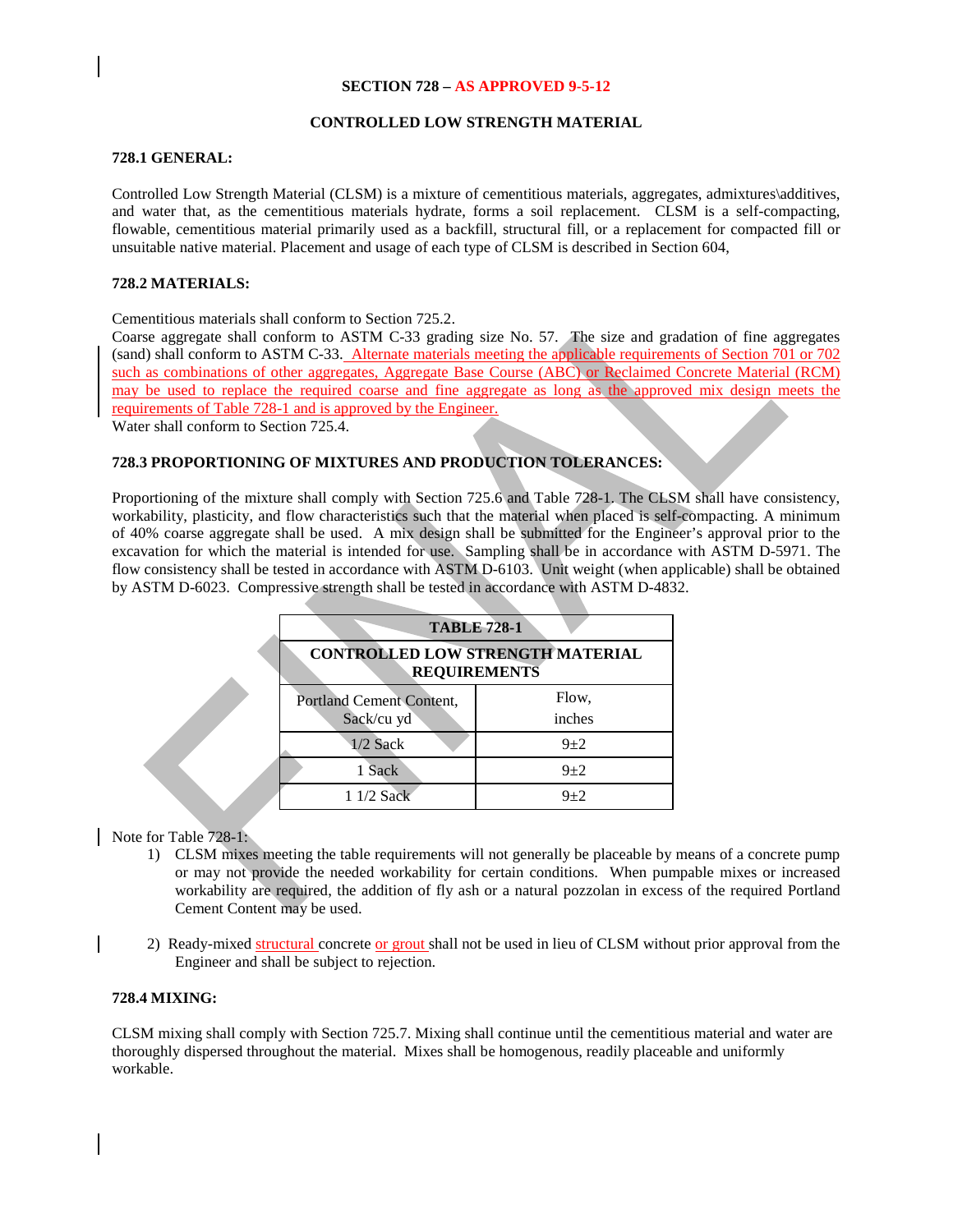**SECTION 728 – AS APPROVED 9-5-12**

**CONTROLLED LOW STRENGTH MATERIAL**

## 728.1 GENERAL:

Controlled Low Strength Material (CLSM) is a mixture of cementitious materials, aggregates, admixtures\additives, and water that, as the cementitious materials hydrate, forms a soil replacement. CLSM is a self-compacting, flowable, cementitious material primarily used as a backfill, structural fill, or a replacement for compacted fill or unsuitable native material. Placement and usage of each type of CLSM is described in Section 604,

## 728.2 MATERIALS:

Cementitious materials shall conform to Section 725.2.
Coarse aggregate shall conform to ASTM C-33 grading size No. 57. The size and gradation of fine aggregates (sand) shall conform to ASTM C-33. Alternate materials meeting the applicable requirements of Section 701 or 702 such as combinations of other aggregates, Aggregate Base Course (ABC) or Reclaimed Concrete Material (RCM) may be used to replace the required coarse and fine aggregate as long as the approved mix design meets the requirements of Table 728-1 and is approved by the Engineer.
Water shall conform to Section 725.4.

## 728.3 PROPORTIONING OF MIXTURES AND PRODUCTION TOLERANCES:

Proportioning of the mixture shall comply with Section 725.6 and Table 728-1. The CLSM shall have consistency, workability, plasticity, and flow characteristics such that the material when placed is self-compacting. A minimum of 40% coarse aggregate shall be used. A mix design shall be submitted for the Engineer's approval prior to the excavation for which the material is intended for use. Sampling shall be in accordance with ASTM D-5971. The flow consistency shall be tested in accordance with ASTM D-6103. Unit weight (when applicable) shall be obtained by ASTM D-6023. Compressive strength shall be tested in accordance with ASTM D-4832.

**TABLE 728-1**

**CONTROLLED LOW STRENGTH MATERIAL REQUIREMENTS**

| Portland Cement Content, Sack/cu yd | Flow, inches |
|---|---|
| 1/2 Sack | 9±2 |
| 1 Sack | 9±2 |
| 1 1/2 Sack | 9±2 |

Note for Table 728-1:

1) CLSM mixes meeting the table requirements will not generally be placeable by means of a concrete pump or may not provide the needed workability for certain conditions. When pumpable mixes or increased workability are required, the addition of fly ash or a natural pozzolan in excess of the required Portland Cement Content may be used.

2) Ready-mixed structural concrete or grout shall not be used in lieu of CLSM without prior approval from the Engineer and shall be subject to rejection.

## 728.4 MIXING:

CLSM mixing shall comply with Section 725.7. Mixing shall continue until the cementitious material and water are thoroughly dispersed throughout the material. Mixes shall be homogenous, readily placeable and uniformly workable.